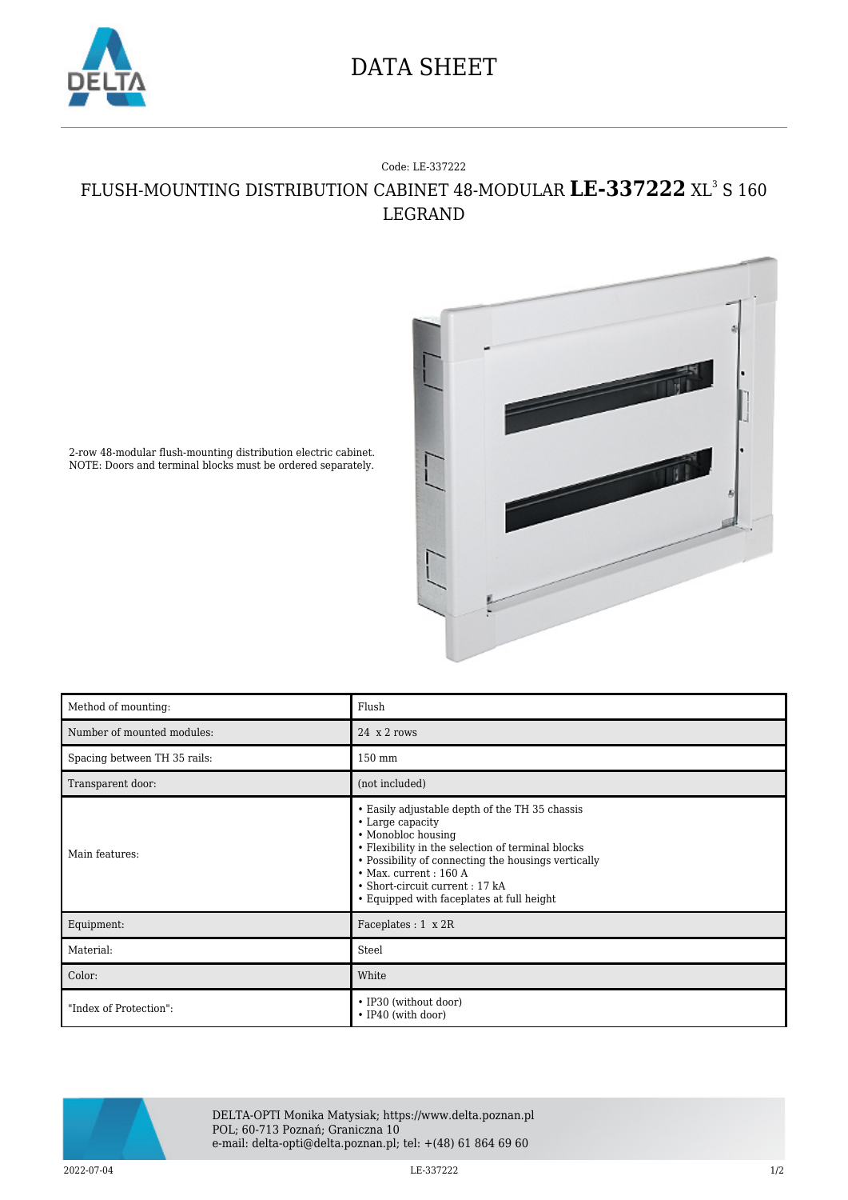# DATA SHEET

Code: LE-337222

## FLUSH-MOUNTING DISTRIBUTION CABINET 48-MODULAR **LE-337222** XL³ S 160 LEGRAND

2-row 48-modular flush-mounting distribution electric cabinet.
NOTE: Doors and terminal blocks must be ordered separately.

| | |
|---|---|
| Method of mounting: | Flush |
| Number of mounted modules: | 24 x 2 rows |
| Spacing between TH 35 rails: | 150 mm |
| Transparent door: | (not included) |
| Main features: | • Easily adjustable depth of the TH 35 chassis<br>• Large capacity<br>• Monobloc housing<br>• Flexibility in the selection of terminal blocks<br>• Possibility of connecting the housings vertically<br>• Max. current : 160 A<br>• Short-circuit current : 17 kA<br>• Equipped with faceplates at full height |
| Equipment: | Faceplates : 1 x 2R |
| Material: | Steel |
| Color: | White |
| "Index of Protection": | • IP30 (without door)<br>• IP40 (with door) |

DELTA-OPTI Monika Matysiak; https://www.delta.poznan.pl
POL; 60-713 Poznań; Graniczna 10
e-mail: delta-opti@delta.poznan.pl; tel: +(48) 61 864 69 60

2022-07-04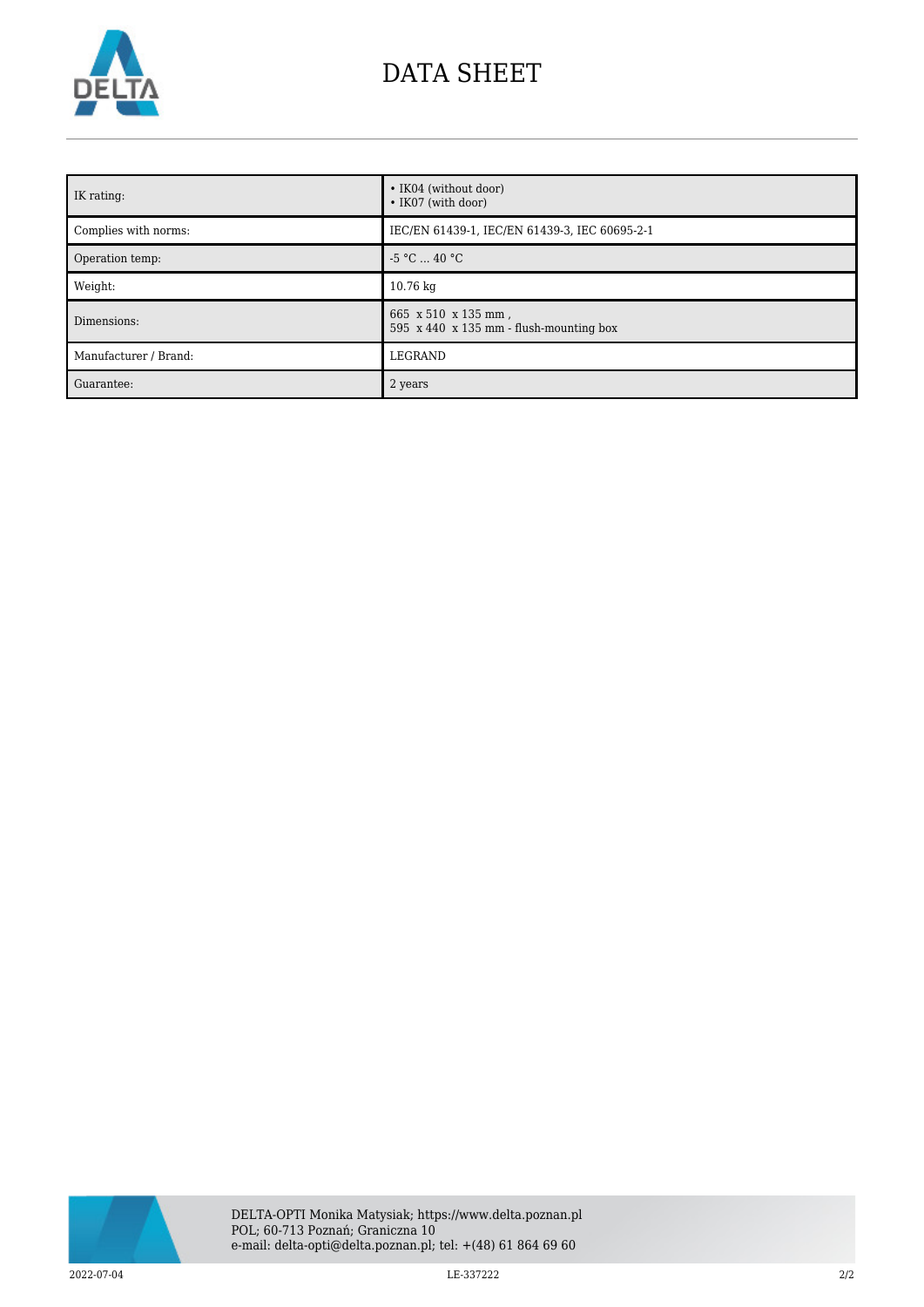# DATA SHEET

| | |
|---|---|
| IK rating: | • IK04 (without door)<br>• IK07 (with door) |
| Complies with norms: | IEC/EN 61439-1, IEC/EN 61439-3, IEC 60695-2-1 |
| Operation temp: | -5 °C ... 40 °C |
| Weight: | 10.76 kg |
| Dimensions: | 665 x 510 x 135 mm ,<br>595 x 440 x 135 mm - flush-mounting box |
| Manufacturer / Brand: | LEGRAND |
| Guarantee: | 2 years |

DELTA-OPTI Monika Matysiak; https://www.delta.poznan.pl
POL; 60-713 Poznań; Graniczna 10
e-mail: delta-opti@delta.poznan.pl; tel: +(48) 61 864 69 60

2022-07-04 LE-337222